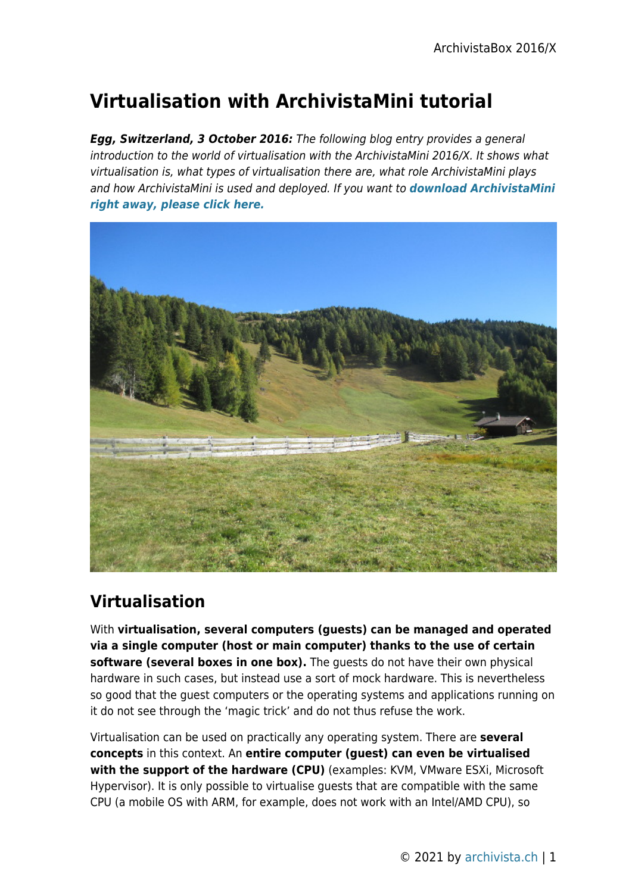# Virtualisation with ArchivistaMini tutorial

***Egg, Switzerland, 3 October 2016:*** *The following blog entry provides a general introduction to the world of virtualisation with the ArchivistaMini 2016/X. It shows what virtualisation is, what types of virtualisation there are, what role ArchivistaMini plays and how ArchivistaMini is used and deployed. If you want to* ***download ArchivistaMini right away, please click here.***

## Virtualisation

With **virtualisation, several computers (guests) can be managed and operated via a single computer (host or main computer) thanks to the use of certain software (several boxes in one box).** The guests do not have their own physical hardware in such cases, but instead use a sort of mock hardware. This is nevertheless so good that the guest computers or the operating systems and applications running on it do not see through the 'magic trick' and do not thus refuse the work.

Virtualisation can be used on practically any operating system. There are **several concepts** in this context. An **entire computer (guest) can even be virtualised with the support of the hardware (CPU)** (examples: KVM, VMware ESXi, Microsoft Hypervisor). It is only possible to virtualise guests that are compatible with the same CPU (a mobile OS with ARM, for example, does not work with an Intel/AMD CPU), so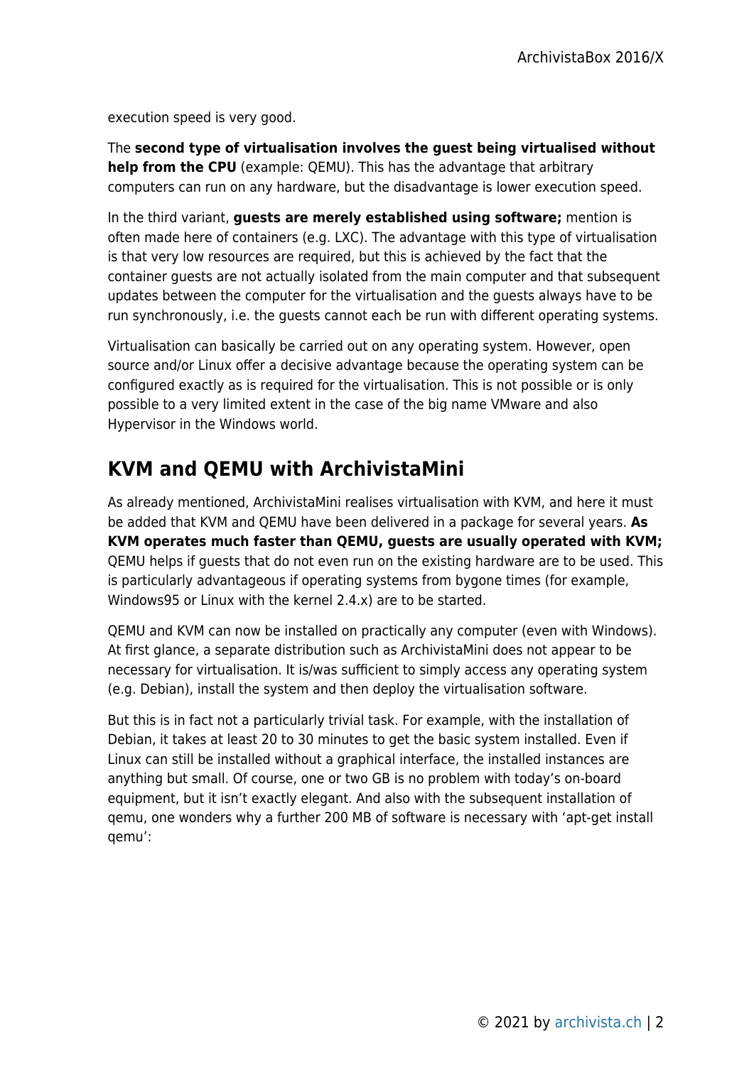execution speed is very good.

The **second type of virtualisation involves the guest being virtualised without help from the CPU** (example: QEMU). This has the advantage that arbitrary computers can run on any hardware, but the disadvantage is lower execution speed.

In the third variant, **guests are merely established using software;** mention is often made here of containers (e.g. LXC). The advantage with this type of virtualisation is that very low resources are required, but this is achieved by the fact that the container guests are not actually isolated from the main computer and that subsequent updates between the computer for the virtualisation and the guests always have to be run synchronously, i.e. the guests cannot each be run with different operating systems.

Virtualisation can basically be carried out on any operating system. However, open source and/or Linux offer a decisive advantage because the operating system can be configured exactly as is required for the virtualisation. This is not possible or is only possible to a very limited extent in the case of the big name VMware and also Hypervisor in the Windows world.

## KVM and QEMU with ArchivistaMini

As already mentioned, ArchivistaMini realises virtualisation with KVM, and here it must be added that KVM and QEMU have been delivered in a package for several years. **As KVM operates much faster than QEMU, guests are usually operated with KVM;** QEMU helps if guests that do not even run on the existing hardware are to be used. This is particularly advantageous if operating systems from bygone times (for example, Windows95 or Linux with the kernel 2.4.x) are to be started.

QEMU and KVM can now be installed on practically any computer (even with Windows). At first glance, a separate distribution such as ArchivistaMini does not appear to be necessary for virtualisation. It is/was sufficient to simply access any operating system (e.g. Debian), install the system and then deploy the virtualisation software.

But this is in fact not a particularly trivial task. For example, with the installation of Debian, it takes at least 20 to 30 minutes to get the basic system installed. Even if Linux can still be installed without a graphical interface, the installed instances are anything but small. Of course, one or two GB is no problem with today's on-board equipment, but it isn't exactly elegant. And also with the subsequent installation of qemu, one wonders why a further 200 MB of software is necessary with 'apt-get install qemu':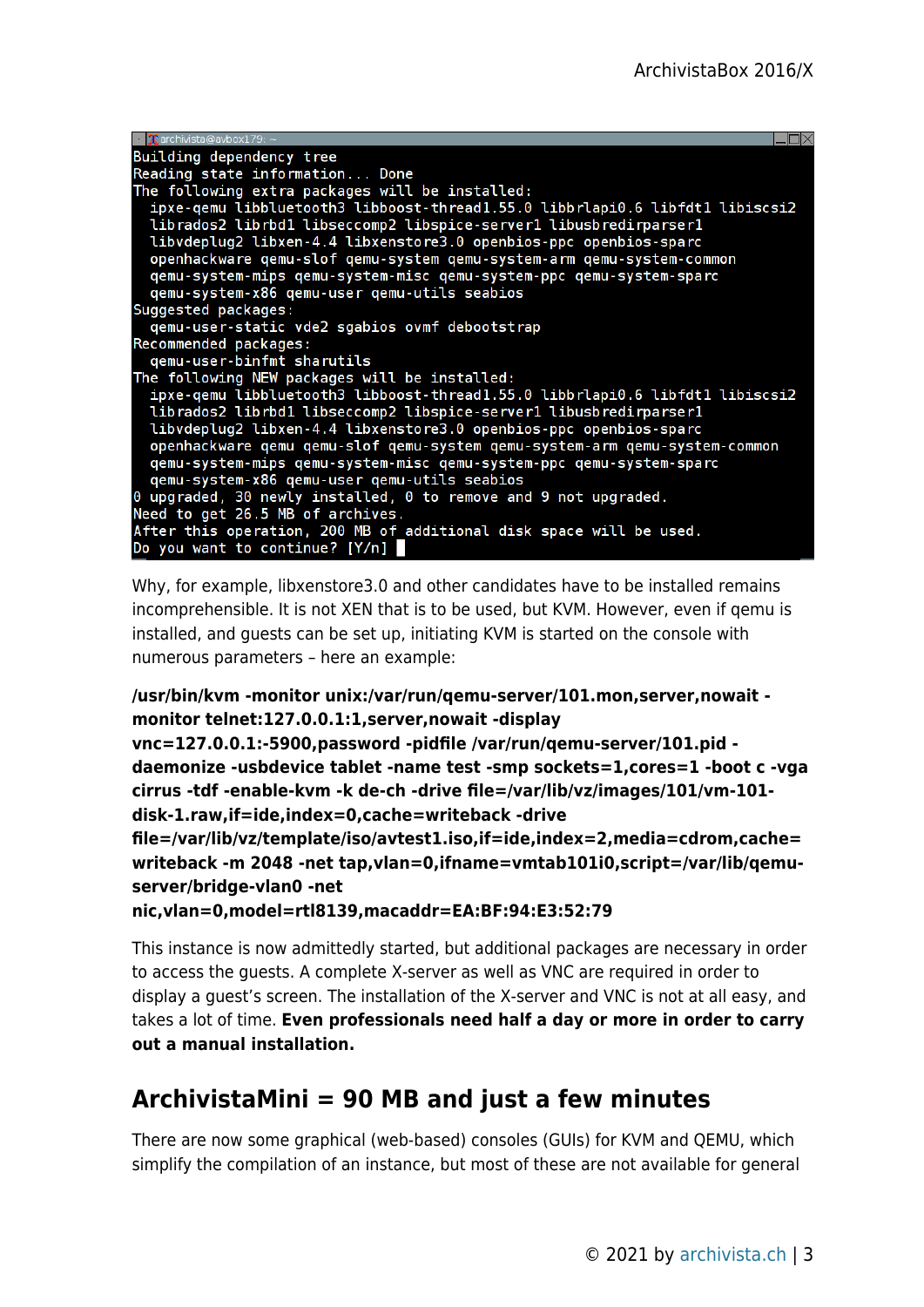```
archivista@avbox179: ~
Building dependency tree
Reading state information... Done
The following extra packages will be installed:
  ipxe-qemu libbluetooth3 libboost-thread1.55.0 libbrlapi0.6 libfdt1 libiscsi2
  librados2 librbd1 libseccomp2 libspice-server1 libusbredirparser1
  libvdeplug2 libxen-4.4 libxenstore3.0 openbios-ppc openbios-sparc
  openhackware qemu-slof qemu-system qemu-system-arm qemu-system-common
  qemu-system-mips qemu-system-misc qemu-system-ppc qemu-system-sparc
  qemu-system-x86 qemu-user qemu-utils seabios
Suggested packages:
  qemu-user-static vde2 sgabios ovmf debootstrap
Recommended packages:
  qemu-user-binfmt sharutils
The following NEW packages will be installed:
  ipxe-qemu libbluetooth3 libboost-thread1.55.0 libbrlapi0.6 libfdt1 libiscsi2
  librados2 librbd1 libseccomp2 libspice-server1 libusbredirparser1
  libvdeplug2 libxen-4.4 libxenstore3.0 openbios-ppc openbios-sparc
  openhackware qemu qemu-slof qemu-system qemu-system-arm qemu-system-common
  qemu-system-mips qemu-system-misc qemu-system-ppc qemu-system-sparc
  qemu-system-x86 qemu-user qemu-utils seabios
0 upgraded, 30 newly installed, 0 to remove and 9 not upgraded.
Need to get 26.5 MB of archives.
After this operation, 200 MB of additional disk space will be used.
Do you want to continue? [Y/n]
```

Why, for example, libxenstore3.0 and other candidates have to be installed remains incomprehensible. It is not XEN that is to be used, but KVM. However, even if qemu is installed, and guests can be set up, initiating KVM is started on the console with numerous parameters – here an example:

**/usr/bin/kvm -monitor unix:/var/run/qemu-server/101.mon,server,nowait -monitor telnet:127.0.0.1:1,server,nowait -display vnc=127.0.0.1:-5900,password -pidfile /var/run/qemu-server/101.pid -daemonize -usbdevice tablet -name test -smp sockets=1,cores=1 -boot c -vga cirrus -tdf -enable-kvm -k de-ch -drive file=/var/lib/vz/images/101/vm-101-disk-1.raw,if=ide,index=0,cache=writeback -drive file=/var/lib/vz/template/iso/avtest1.iso,if=ide,index=2,media=cdrom,cache=writeback -m 2048 -net tap,vlan=0,ifname=vmtab101i0,script=/var/lib/qemu-server/bridge-vlan0 -net nic,vlan=0,model=rtl8139,macaddr=EA:BF:94:E3:52:79**

This instance is now admittedly started, but additional packages are necessary in order to access the guests. A complete X-server as well as VNC are required in order to display a guest's screen. The installation of the X-server and VNC is not at all easy, and takes a lot of time. **Even professionals need half a day or more in order to carry out a manual installation.**

## ArchivistaMini = 90 MB and just a few minutes

There are now some graphical (web-based) consoles (GUIs) for KVM and QEMU, which simplify the compilation of an instance, but most of these are not available for general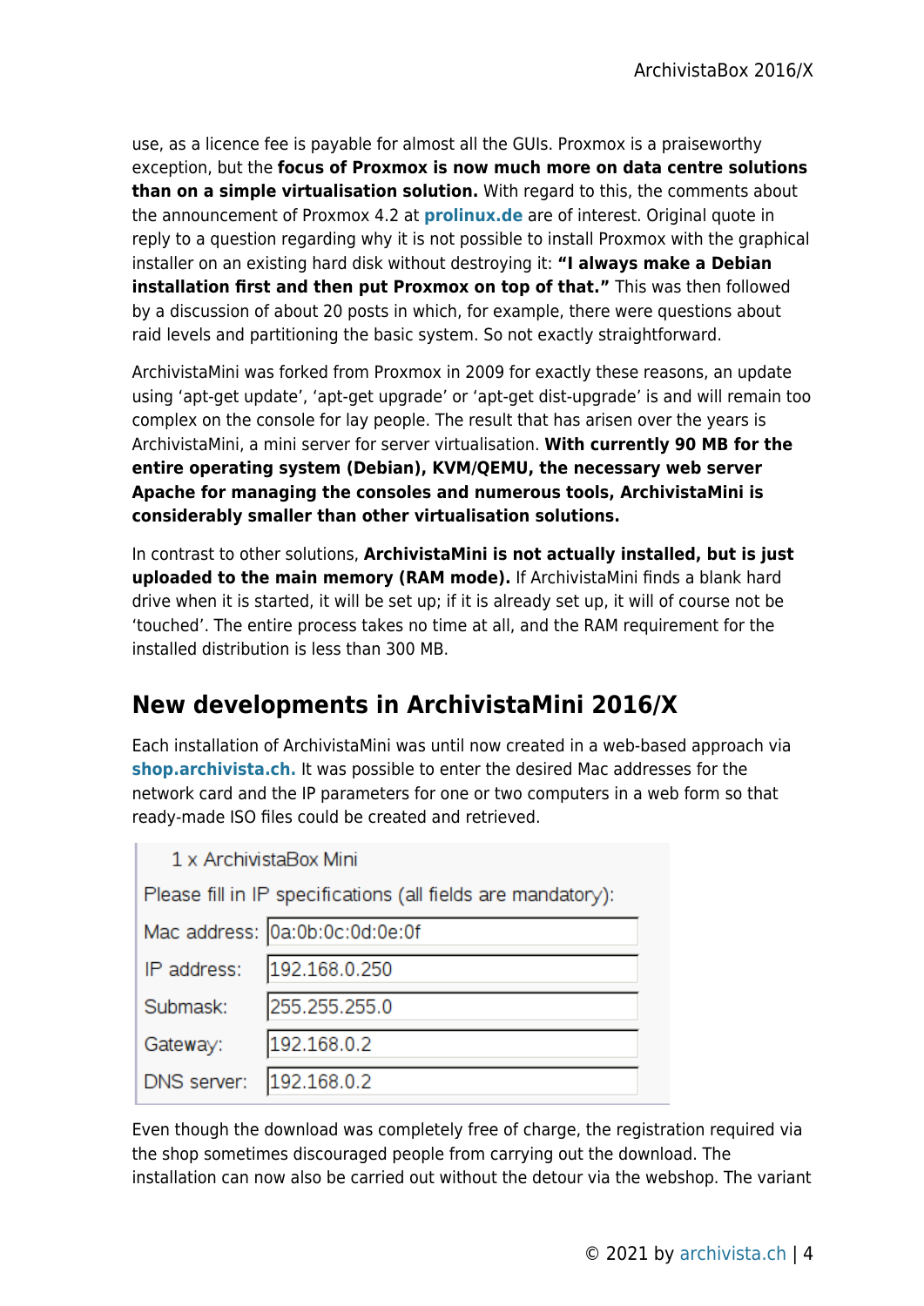use, as a licence fee is payable for almost all the GUIs. Proxmox is a praiseworthy exception, but the **focus of Proxmox is now much more on data centre solutions than on a simple virtualisation solution.** With regard to this, the comments about the announcement of Proxmox 4.2 at **prolinux.de** are of interest. Original quote in reply to a question regarding why it is not possible to install Proxmox with the graphical installer on an existing hard disk without destroying it: **"I always make a Debian installation first and then put Proxmox on top of that."** This was then followed by a discussion of about 20 posts in which, for example, there were questions about raid levels and partitioning the basic system. So not exactly straightforward.

ArchivistaMini was forked from Proxmox in 2009 for exactly these reasons, an update using 'apt-get update', 'apt-get upgrade' or 'apt-get dist-upgrade' is and will remain too complex on the console for lay people. The result that has arisen over the years is ArchivistaMini, a mini server for server virtualisation. **With currently 90 MB for the entire operating system (Debian), KVM/QEMU, the necessary web server Apache for managing the consoles and numerous tools, ArchivistaMini is considerably smaller than other virtualisation solutions.**

In contrast to other solutions, **ArchivistaMini is not actually installed, but is just uploaded to the main memory (RAM mode).** If ArchivistaMini finds a blank hard drive when it is started, it will be set up; if it is already set up, it will of course not be 'touched'. The entire process takes no time at all, and the RAM requirement for the installed distribution is less than 300 MB.

## New developments in ArchivistaMini 2016/X

Each installation of ArchivistaMini was until now created in a web-based approach via **shop.archivista.ch.** It was possible to enter the desired Mac addresses for the network card and the IP parameters for one or two computers in a web form so that ready-made ISO files could be created and retrieved.

| 1 x ArchivistaBox Mini | |
|---|---|
| Please fill in IP specifications (all fields are mandatory): | |
| Mac address: | 0a:0b:0c:0d:0e:0f |
| IP address: | 192.168.0.250 |
| Submask: | 255.255.255.0 |
| Gateway: | 192.168.0.2 |
| DNS server: | 192.168.0.2 |

Even though the download was completely free of charge, the registration required via the shop sometimes discouraged people from carrying out the download. The installation can now also be carried out without the detour via the webshop. The variant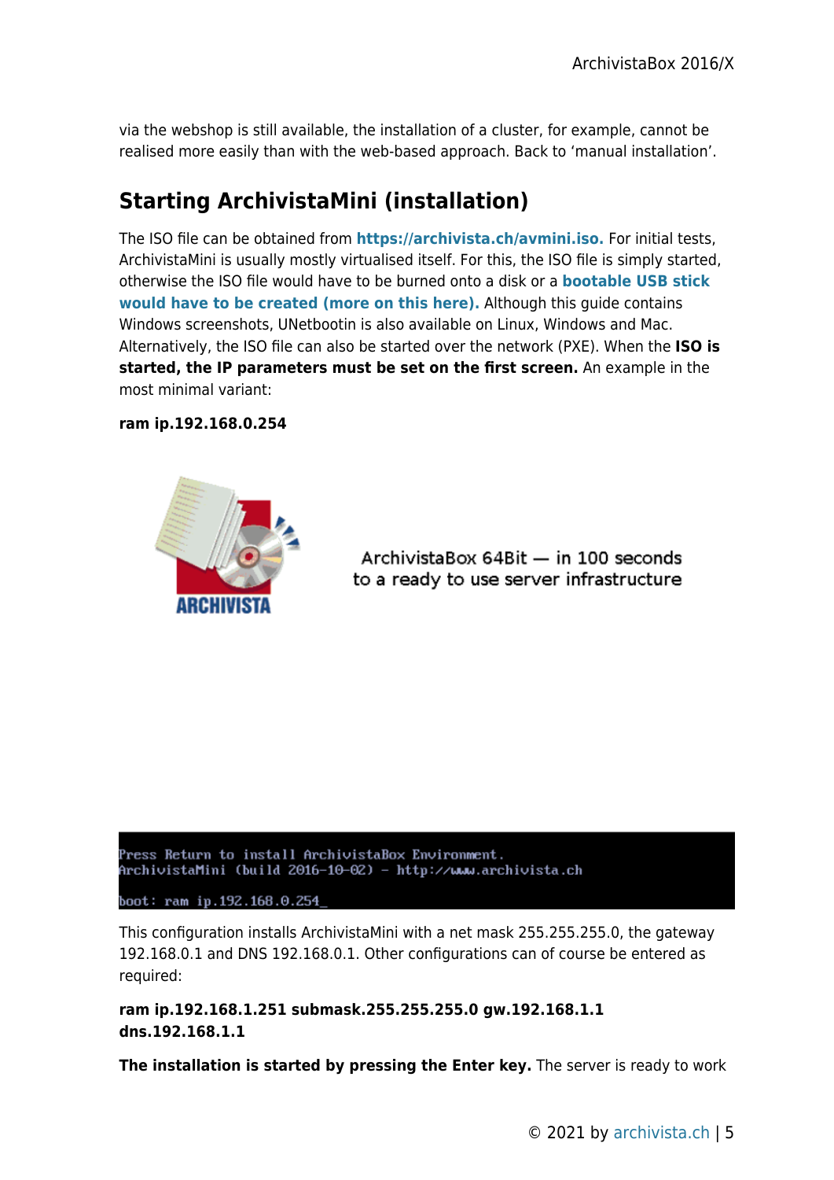via the webshop is still available, the installation of a cluster, for example, cannot be realised more easily than with the web-based approach. Back to 'manual installation'.

## Starting ArchivistaMini (installation)

The ISO file can be obtained from **https://archivista.ch/avmini.iso.** For initial tests, ArchivistaMini is usually mostly virtualised itself. For this, the ISO file is simply started, otherwise the ISO file would have to be burned onto a disk or a **bootable USB stick would have to be created (more on this here).** Although this guide contains Windows screenshots, UNetbootin is also available on Linux, Windows and Mac. Alternatively, the ISO file can also be started over the network (PXE). When the **ISO is started, the IP parameters must be set on the first screen.** An example in the most minimal variant:

**ram ip.192.168.0.254**

ArchivistaBox 64Bit — in 100 seconds to a ready to use server infrastructure

```
Press Return to install ArchivistaBox Environment.
ArchivistaMini (build 2016-10-02) - http://www.archivista.ch

boot: ram ip.192.168.0.254_
```

This configuration installs ArchivistaMini with a net mask 255.255.255.0, the gateway 192.168.0.1 and DNS 192.168.0.1. Other configurations can of course be entered as required:

**ram ip.192.168.1.251 submask.255.255.255.0 gw.192.168.1.1 dns.192.168.1.1**

**The installation is started by pressing the Enter key.** The server is ready to work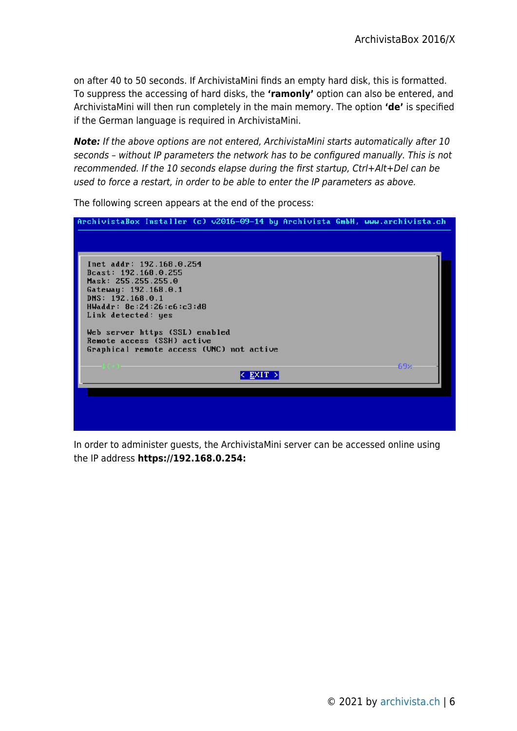on after 40 to 50 seconds. If ArchivistaMini finds an empty hard disk, this is formatted. To suppress the accessing of hard disks, the **'ramonly'** option can also be entered, and ArchivistaMini will then run completely in the main memory. The option **'de'** is specified if the German language is required in ArchivistaMini.

***Note:*** *If the above options are not entered, ArchivistaMini starts automatically after 10 seconds – without IP parameters the network has to be configured manually. This is not recommended. If the 10 seconds elapse during the first startup, Ctrl+Alt+Del can be used to force a restart, in order to be able to enter the IP parameters as above.*

The following screen appears at the end of the process:

```
ArchivistaBox Installer (c) v2016-09-14 by Archivista GmbH, www.archivista.ch

Inet addr: 192.168.0.254
Bcast: 192.168.0.255
Mask: 255.255.255.0
Gateway: 192.168.0.1
DNS: 192.168.0.1
HWaddr: 8e:24:26:e6:c3:d8
Link detected: yes

Web server https (SSL) enabled
Remote access (SSH) active
Graphical remote access (VNC) not active

                              < EXIT >
```

In order to administer guests, the ArchivistaMini server can be accessed online using the IP address **https://192.168.0.254:**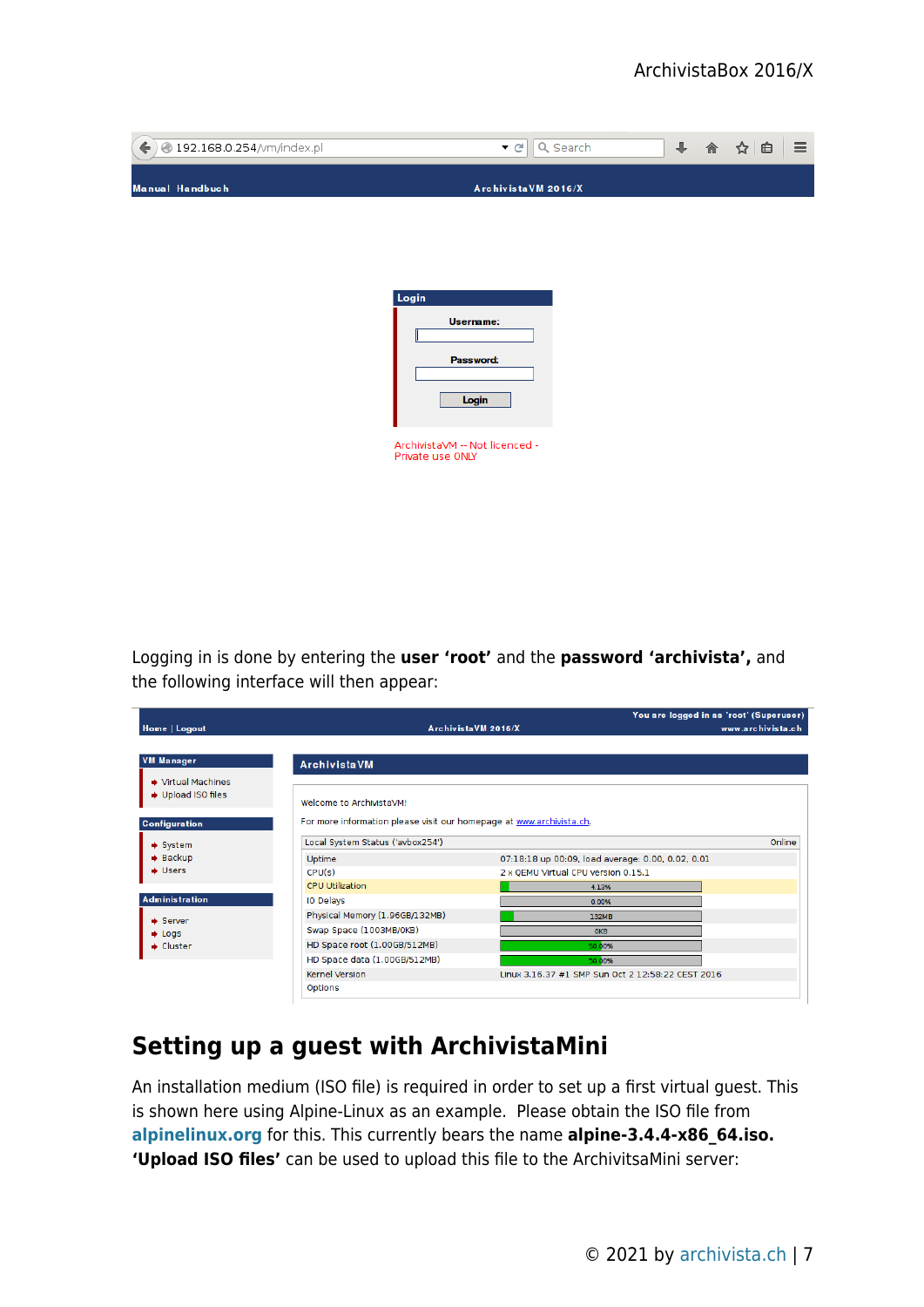Logging in is done by entering the **user 'root'** and the **password 'archivista',** and the following interface will then appear:

## Setting up a guest with ArchivistaMini

An installation medium (ISO file) is required in order to set up a first virtual guest. This is shown here using Alpine-Linux as an example. Please obtain the ISO file from **alpinelinux.org** for this. This currently bears the name **alpine-3.4.4-x86_64.iso. 'Upload ISO files'** can be used to upload this file to the ArchivitsaMini server: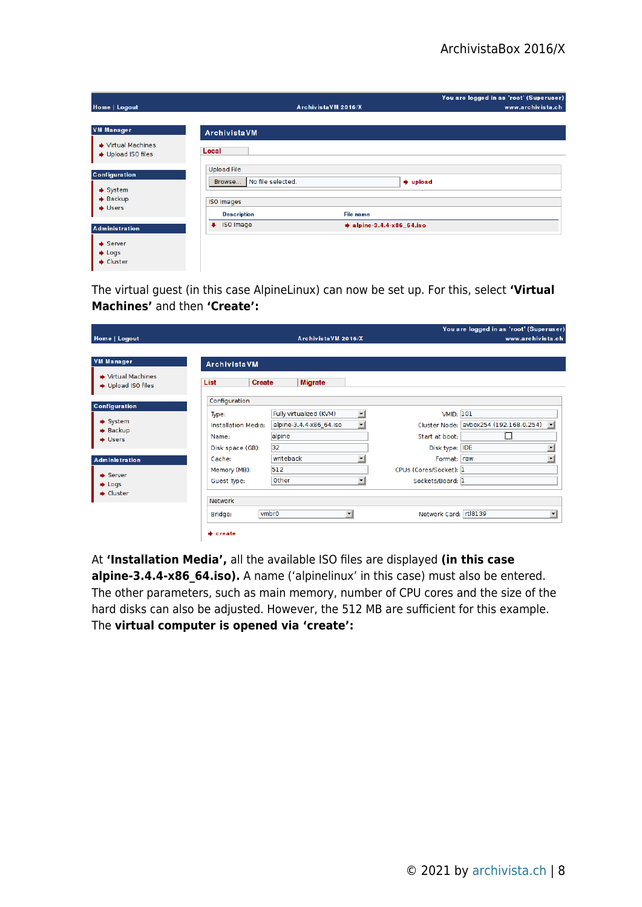The virtual guest (in this case AlpineLinux) can now be set up. For this, select **'Virtual Machines'** and then **'Create'**:

At **'Installation Media',** all the available ISO files are displayed **(in this case alpine-3.4.4-x86_64.iso).** A name ('alpinelinux' in this case) must also be entered. The other parameters, such as main memory, number of CPU cores and the size of the hard disks can also be adjusted. However, the 512 MB are sufficient for this example. The **virtual computer is opened via 'create':**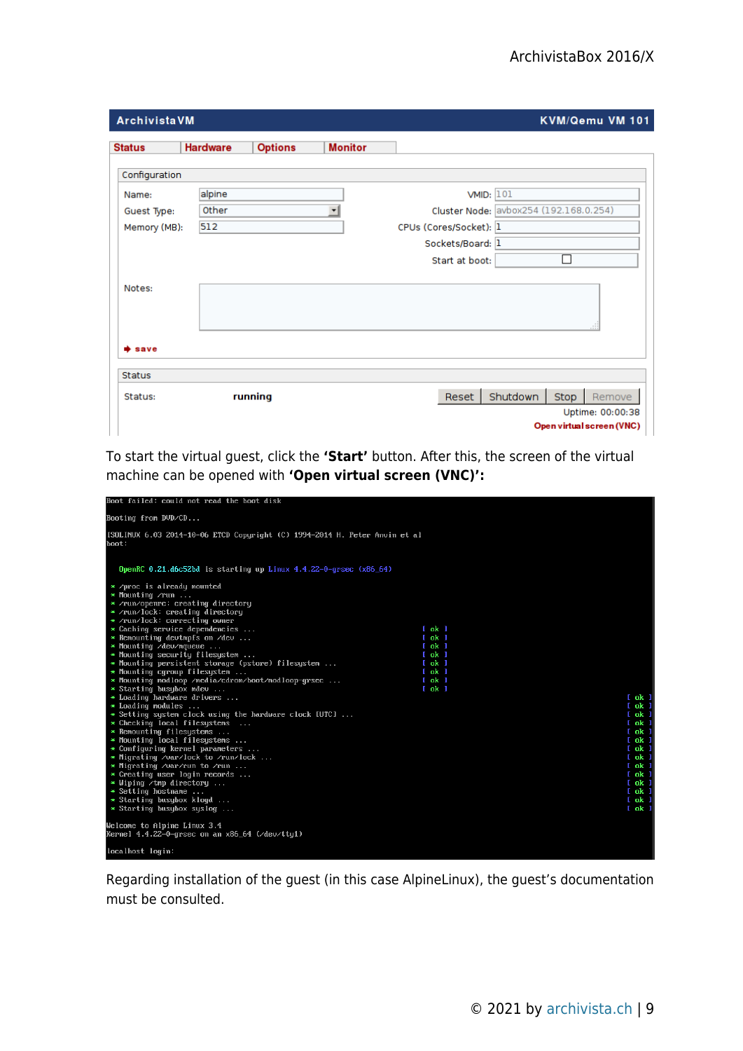To start the virtual guest, click the **'Start'** button. After this, the screen of the virtual machine can be opened with **'Open virtual screen (VNC)'**:

Regarding installation of the guest (in this case AlpineLinux), the guest's documentation must be consulted.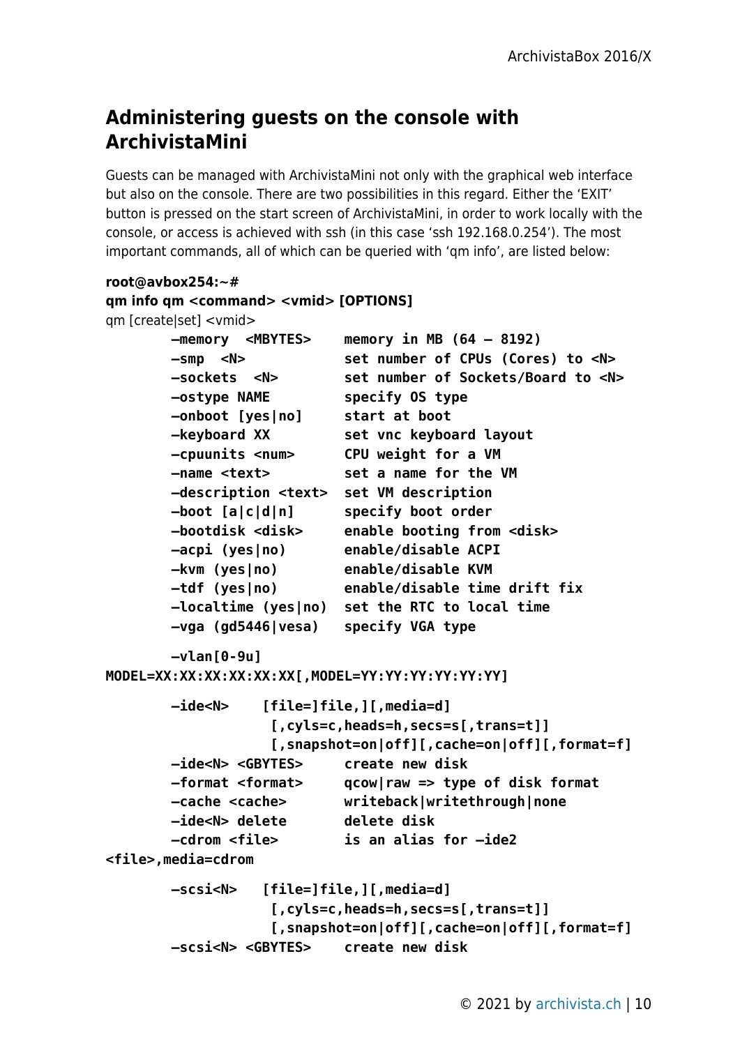## Administering guests on the console with ArchivistaMini

Guests can be managed with ArchivistaMini not only with the graphical web interface but also on the console. There are two possibilities in this regard. Either the 'EXIT' button is pressed on the start screen of ArchivistaMini, in order to work locally with the console, or access is achieved with ssh (in this case 'ssh 192.168.0.254'). The most important commands, all of which can be queried with 'qm info', are listed below:

```
root@avbox254:~#
qm info qm <command> <vmid> [OPTIONS]
qm [create|set] <vmid>
        –memory  <MBYTES>    memory in MB (64 – 8192)
        –smp  <N>            set number of CPUs (Cores) to <N>
        –sockets  <N>        set number of Sockets/Board to <N>
        –ostype NAME         specify OS type
        –onboot [yes|no]     start at boot
        –keyboard XX         set vnc keyboard layout
        –cpuunits <num>      CPU weight for a VM
        –name <text>         set a name for the VM
        –description <text>  set VM description
        –boot [a|c|d|n]      specify boot order
        –bootdisk <disk>     enable booting from <disk>
        –acpi (yes|no)       enable/disable ACPI
        –kvm (yes|no)        enable/disable KVM
        –tdf (yes|no)        enable/disable time drift fix
        –localtime (yes|no)  set the RTC to local time
        –vga (gd5446|vesa)   specify VGA type

        –vlan[0-9u]
MODEL=XX:XX:XX:XX:XX:XX[,MODEL=YY:YY:YY:YY:YY:YY]

        –ide<N>    [file=]file,][,media=d]
                    [,cyls=c,heads=h,secs=s[,trans=t]]
                    [,snapshot=on|off][,cache=on|off][,format=f]
        –ide<N> <GBYTES>     create new disk
        –format <format>     qcow|raw => type of disk format
        –cache <cache>       writeback|writethrough|none
        –ide<N> delete       delete disk
        –cdrom <file>        is an alias for –ide2
<file>,media=cdrom

        –scsi<N>   [file=]file,][,media=d]
                    [,cyls=c,heads=h,secs=s[,trans=t]]
                    [,snapshot=on|off][,cache=on|off][,format=f]
        –scsi<N> <GBYTES>    create new disk
```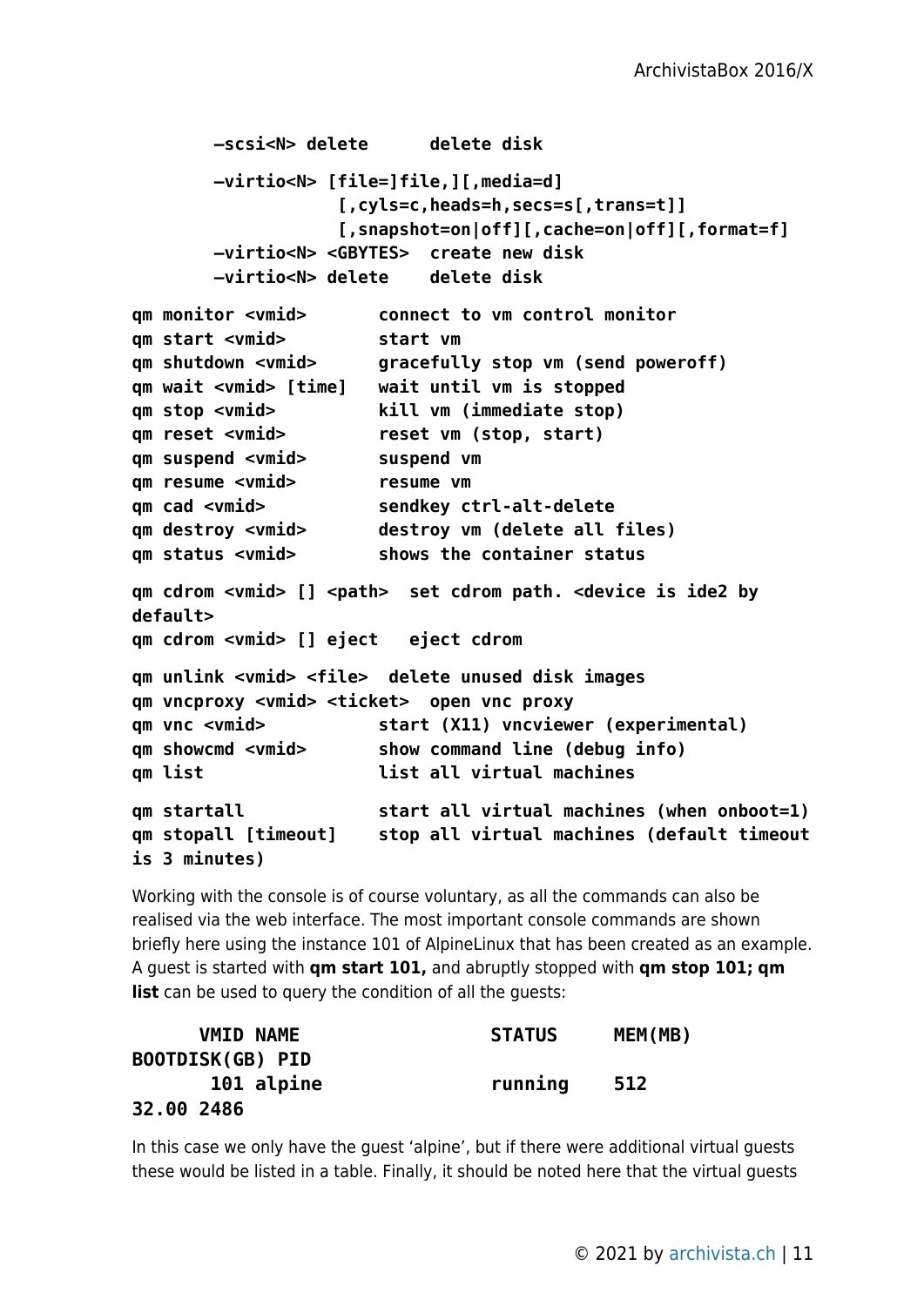```
        -scsi<N> delete      delete disk

        -virtio<N> [file=]file,][,media=d]
                   [,cyls=c,heads=h,secs=s[,trans=t]]
                   [,snapshot=on|off][,cache=on|off][,format=f]
        -virtio<N> <GBYTES>  create new disk
        -virtio<N> delete    delete disk

qm monitor <vmid>       connect to vm control monitor
qm start <vmid>         start vm
qm shutdown <vmid>      gracefully stop vm (send poweroff)
qm wait <vmid> [time]   wait until vm is stopped
qm stop <vmid>          kill vm (immediate stop)
qm reset <vmid>         reset vm (stop, start)
qm suspend <vmid>       suspend vm
qm resume <vmid>        resume vm
qm cad <vmid>           sendkey ctrl-alt-delete
qm destroy <vmid>       destroy vm (delete all files)
qm status <vmid>        shows the container status

qm cdrom <vmid> [] <path>  set cdrom path. <device is ide2 by
default>
qm cdrom <vmid> [] eject   eject cdrom

qm unlink <vmid> <file>  delete unused disk images
qm vncproxy <vmid> <ticket>  open vnc proxy
qm vnc <vmid>           start (X11) vncviewer (experimental)
qm showcmd <vmid>       show command line (debug info)
qm list                 list all virtual machines

qm startall             start all virtual machines (when onboot=1)
qm stopall [timeout]    stop all virtual machines (default timeout
is 3 minutes)
```

Working with the console is of course voluntary, as all the commands can also be realised via the web interface. The most important console commands are shown briefly here using the instance 101 of AlpineLinux that has been created as an example. A guest is started with **qm start 101,** and abruptly stopped with **qm stop 101; qm list** can be used to query the condition of all the guests:

```
      VMID NAME                 STATUS     MEM(MB)
BOOTDISK(GB) PID
       101 alpine               running    512
32.00 2486
```

In this case we only have the guest 'alpine', but if there were additional virtual guests these would be listed in a table. Finally, it should be noted here that the virtual guests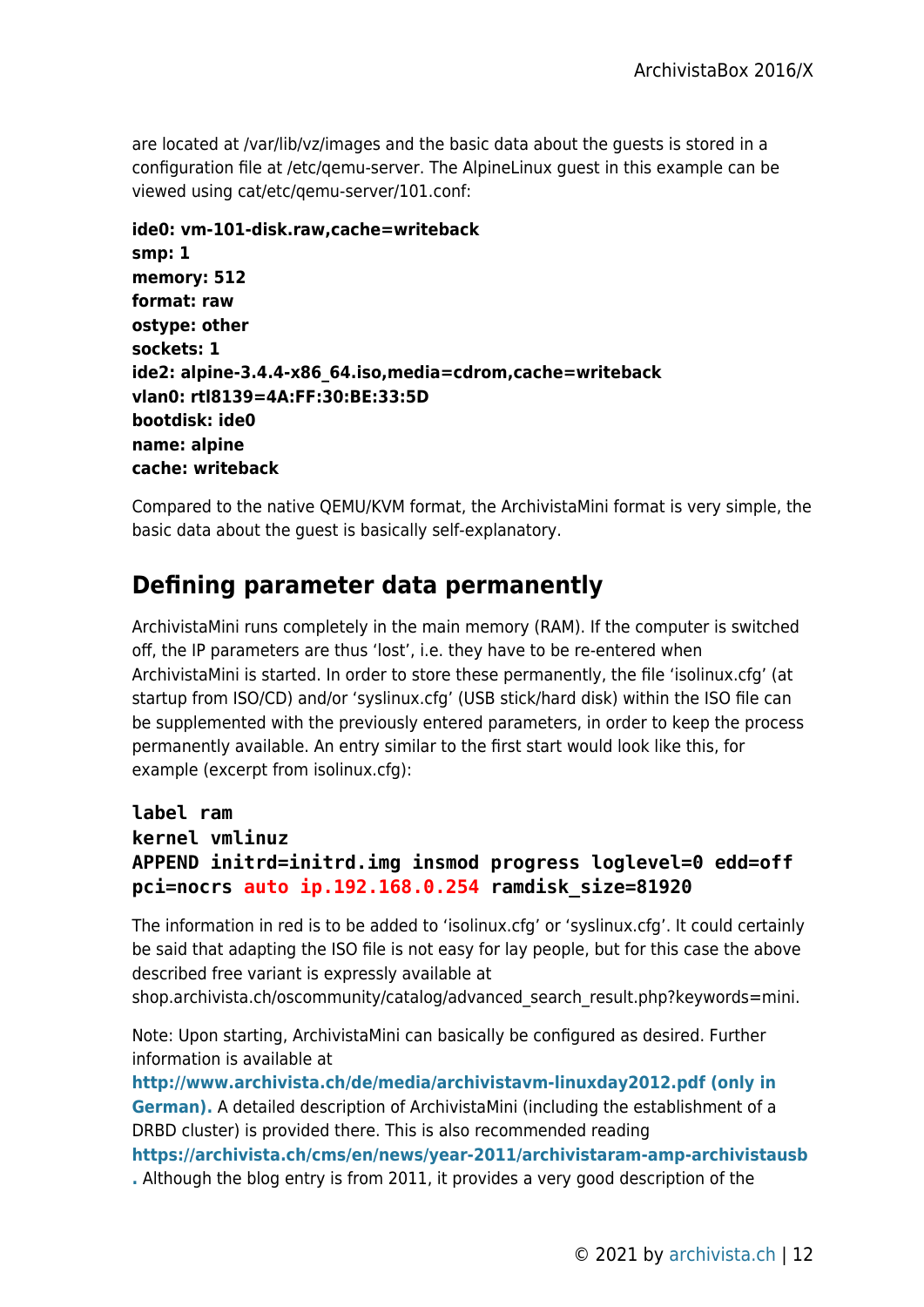are located at /var/lib/vz/images and the basic data about the guests is stored in a configuration file at /etc/qemu-server. The AlpineLinux guest in this example can be viewed using cat/etc/qemu-server/101.conf:

**ide0: vm-101-disk.raw,cache=writeback**
**smp: 1**
**memory: 512**
**format: raw**
**ostype: other**
**sockets: 1**
**ide2: alpine-3.4.4-x86_64.iso,media=cdrom,cache=writeback**
**vlan0: rtl8139=4A:FF:30:BE:33:5D**
**bootdisk: ide0**
**name: alpine**
**cache: writeback**

Compared to the native QEMU/KVM format, the ArchivistaMini format is very simple, the basic data about the guest is basically self-explanatory.

## Defining parameter data permanently

ArchivistaMini runs completely in the main memory (RAM). If the computer is switched off, the IP parameters are thus 'lost', i.e. they have to be re-entered when ArchivistaMini is started. In order to store these permanently, the file 'isolinux.cfg' (at startup from ISO/CD) and/or 'syslinux.cfg' (USB stick/hard disk) within the ISO file can be supplemented with the previously entered parameters, in order to keep the process permanently available. An entry similar to the first start would look like this, for example (excerpt from isolinux.cfg):

```
label ram
kernel vmlinuz
APPEND initrd=initrd.img insmod progress loglevel=0 edd=off
pci=nocrs auto ip.192.168.0.254 ramdisk_size=81920
```

The information in red is to be added to 'isolinux.cfg' or 'syslinux.cfg'. It could certainly be said that adapting the ISO file is not easy for lay people, but for this case the above described free variant is expressly available at shop.archivista.ch/oscommunity/catalog/advanced_search_result.php?keywords=mini.

Note: Upon starting, ArchivistaMini can basically be configured as desired. Further information is available at **http://www.archivista.ch/de/media/archivistavm-linuxday2012.pdf (only in German).** A detailed description of ArchivistaMini (including the establishment of a DRBD cluster) is provided there. This is also recommended reading **https://archivista.ch/cms/en/news/year-2011/archivistaram-amp-archivistausb.** Although the blog entry is from 2011, it provides a very good description of the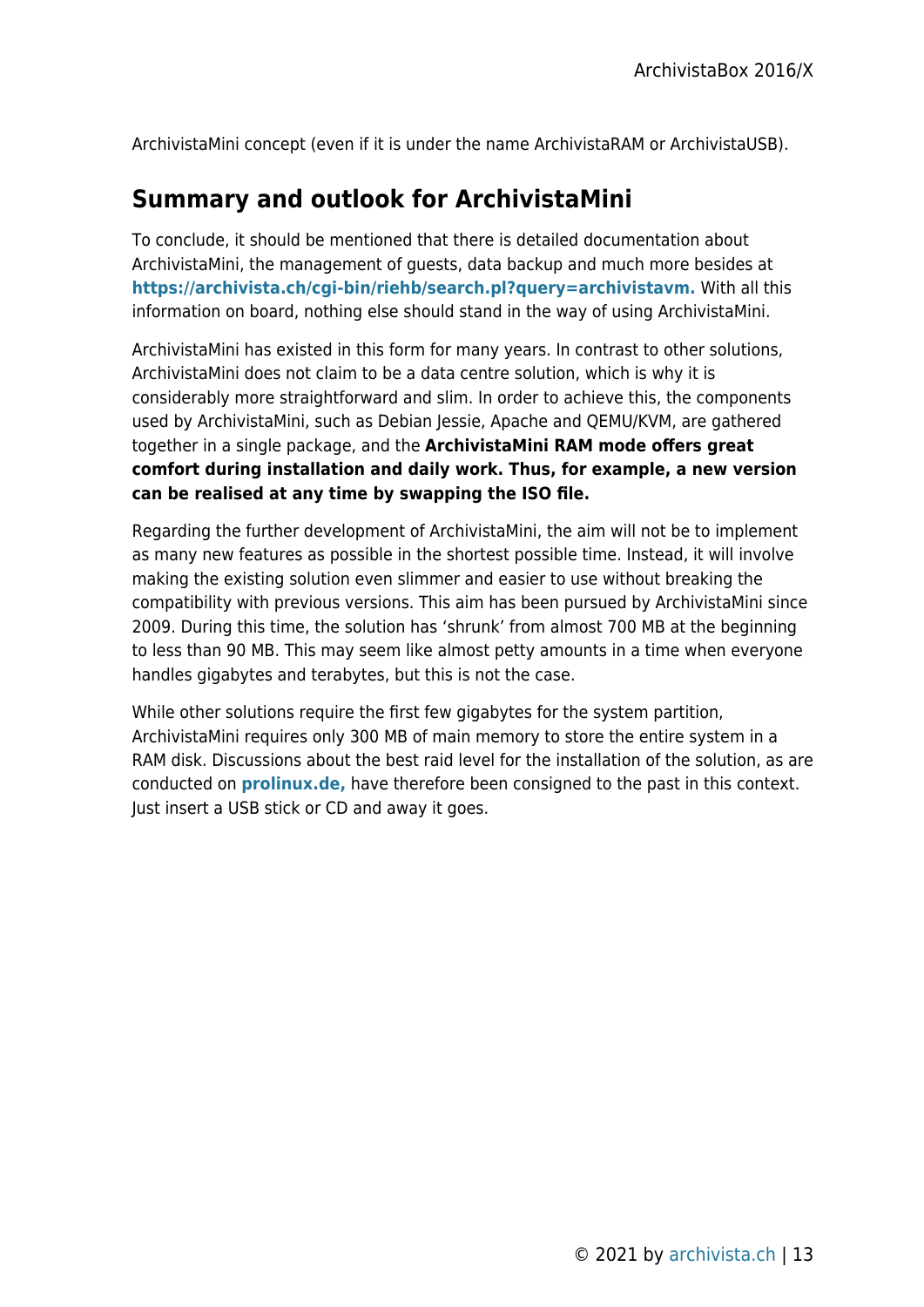ArchivistaMini concept (even if it is under the name ArchivistaRAM or ArchivistaUSB).

## Summary and outlook for ArchivistaMini

To conclude, it should be mentioned that there is detailed documentation about ArchivistaMini, the management of guests, data backup and much more besides at **https://archivista.ch/cgi-bin/riehb/search.pl?query=archivistavm.** With all this information on board, nothing else should stand in the way of using ArchivistaMini.

ArchivistaMini has existed in this form for many years. In contrast to other solutions, ArchivistaMini does not claim to be a data centre solution, which is why it is considerably more straightforward and slim. In order to achieve this, the components used by ArchivistaMini, such as Debian Jessie, Apache and QEMU/KVM, are gathered together in a single package, and the **ArchivistaMini RAM mode offers great comfort during installation and daily work. Thus, for example, a new version can be realised at any time by swapping the ISO file.**

Regarding the further development of ArchivistaMini, the aim will not be to implement as many new features as possible in the shortest possible time. Instead, it will involve making the existing solution even slimmer and easier to use without breaking the compatibility with previous versions. This aim has been pursued by ArchivistaMini since 2009. During this time, the solution has 'shrunk' from almost 700 MB at the beginning to less than 90 MB. This may seem like almost petty amounts in a time when everyone handles gigabytes and terabytes, but this is not the case.

While other solutions require the first few gigabytes for the system partition, ArchivistaMini requires only 300 MB of main memory to store the entire system in a RAM disk. Discussions about the best raid level for the installation of the solution, as are conducted on **prolinux.de,** have therefore been consigned to the past in this context. Just insert a USB stick or CD and away it goes.